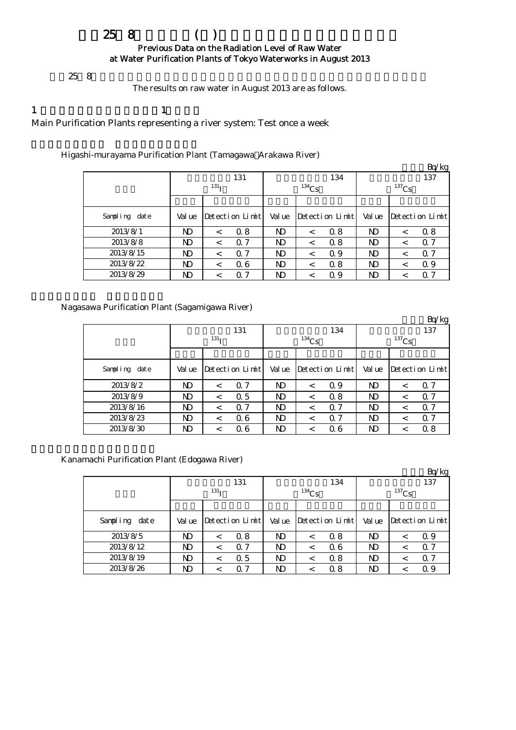# 平成25年8月の水道局(原水)浄水所における放射能測定結果

**Previous Data on the Radiation Level of Raw Water at Water Purification Plants of Tokyo Waterworks in August 2013**

平成25年8月の原水の放射能測定結果は以下のとおりです。

The results on raw water in August 2013 are as follows.

1 水系を代表する主な浄水所 週1回測定

Main Purification Plants representing a river system: Test once a week

Higashi-murayama Purification Plant (Tamagawa・Arakawa River)

単位 Bq/kg

| | 放射性ヨウ素131 $^{131}I$ | | 放射性セシウム134 $^{134}Cs$ | | 放射性セシウム137 $^{137}Cs$ | |
|---|---|---|---|---|---|---|
| Sampling date | Value | Detection Limit | Value | Detection Limit | Value | Detection Limit |
| 2013/8/1 | ND | < 0.8 | ND | < 0.8 | ND | < 0.8 |
| 2013/8/8 | ND | < 0.7 | ND | < 0.8 | ND | < 0.7 |
| 2013/8/15 | ND | < 0.7 | ND | < 0.9 | ND | < 0.7 |
| 2013/8/22 | ND | < 0.6 | ND | < 0.8 | ND | < 0.9 |
| 2013/8/29 | ND | < 0.7 | ND | < 0.9 | ND | < 0.7 |

Nagasawa Purification Plant (Sagamigawa River)

単位 Bq/kg

| | 放射性ヨウ素131 $^{131}I$ | | 放射性セシウム134 $^{134}Cs$ | | 放射性セシウム137 $^{137}Cs$ | |
|---|---|---|---|---|---|---|
| Sampling date | Value | Detection Limit | Value | Detection Limit | Value | Detection Limit |
| 2013/8/2 | ND | < 0.7 | ND | < 0.9 | ND | < 0.7 |
| 2013/8/9 | ND | < 0.5 | ND | < 0.8 | ND | < 0.7 |
| 2013/8/16 | ND | < 0.7 | ND | < 0.7 | ND | < 0.7 |
| 2013/8/23 | ND | < 0.6 | ND | < 0.7 | ND | < 0.7 |
| 2013/8/30 | ND | < 0.6 | ND | < 0.6 | ND | < 0.8 |

Kanamachi Purification Plant (Edogawa River)

単位 Bq/kg

| | 放射性ヨウ素131 $^{131}I$ | | 放射性セシウム134 $^{134}Cs$ | | 放射性セシウム137 $^{137}Cs$ | |
|---|---|---|---|---|---|---|
| Sampling date | Value | Detection Limit | Value | Detection Limit | Value | Detection Limit |
| 2013/8/5 | ND | < 0.8 | ND | < 0.8 | ND | < 0.9 |
| 2013/8/12 | ND | < 0.7 | ND | < 0.6 | ND | < 0.7 |
| 2013/8/19 | ND | < 0.5 | ND | < 0.8 | ND | < 0.7 |
| 2013/8/26 | ND | < 0.7 | ND | < 0.8 | ND | < 0.9 |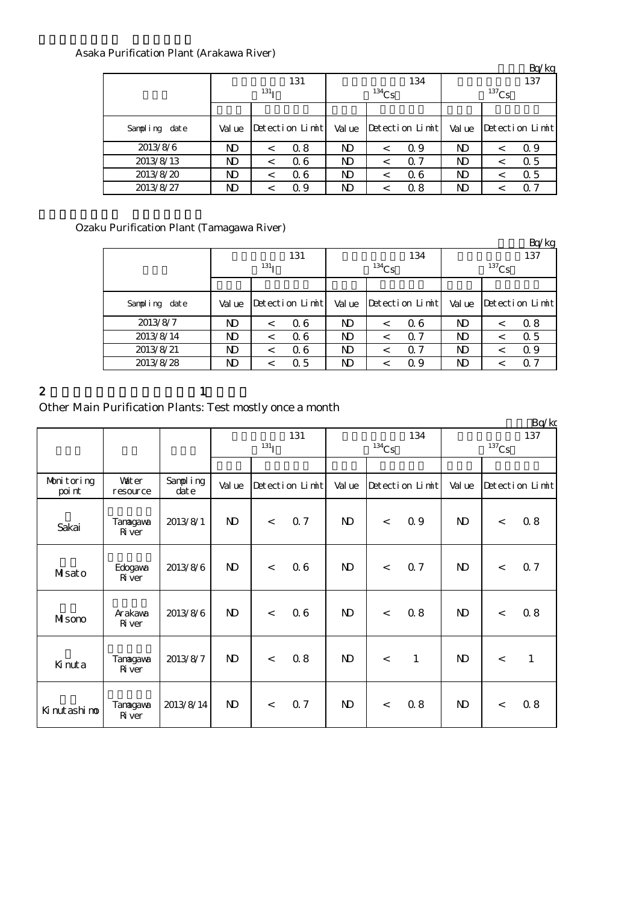Asaka Purification Plant (Arakawa River)

Bq/kg

| | 131 $^{131}I$ | | 134 $^{134}Cs$ | | 137 $^{137}Cs$ | |
|---|---|---|---|---|---|---|
| Sampling date | Value | Detection Limit | Value | Detection Limit | Value | Detection Limit |
| 2013/8/6 | ND | < 0.8 | ND | < 0.9 | ND | < 0.9 |
| 2013/8/13 | ND | < 0.6 | ND | < 0.7 | ND | < 0.5 |
| 2013/8/20 | ND | < 0.6 | ND | < 0.6 | ND | < 0.5 |
| 2013/8/27 | ND | < 0.9 | ND | < 0.8 | ND | < 0.7 |

Ozaku Purification Plant (Tamagawa River)

Bq/kg

| | 131 $^{131}I$ | | 134 $^{134}Cs$ | | 137 $^{137}Cs$ | |
|---|---|---|---|---|---|---|
| Sampling date | Value | Detection Limit | Value | Detection Limit | Value | Detection Limit |
| 2013/8/7 | ND | < 0.6 | ND | < 0.6 | ND | < 0.8 |
| 2013/8/14 | ND | < 0.6 | ND | < 0.7 | ND | < 0.5 |
| 2013/8/21 | ND | < 0.6 | ND | < 0.7 | ND | < 0.9 |
| 2013/8/28 | ND | < 0.5 | ND | < 0.9 | ND | < 0.7 |

2 1

Other Main Purification Plants: Test mostly once a month

Bq/kg

| | | | 131 $^{131}I$ | | 134 $^{134}Cs$ | | 137 $^{137}Cs$ | |
|---|---|---|---|---|---|---|---|---|
| Monitoring point | Water resource | Sampling date | Value | Detection Limit | Value | Detection Limit | Value | Detection Limit |
| Sakai | Tamagawa River | 2013/8/1 | ND | < 0.7 | ND | < 0.9 | ND | < 0.8 |
| Misato | Edogawa River | 2013/8/6 | ND | < 0.6 | ND | < 0.7 | ND | < 0.7 |
| Misono | Arakawa River | 2013/8/6 | ND | < 0.6 | ND | < 0.8 | ND | < 0.8 |
| Kinuta | Tamagawa River | 2013/8/7 | ND | < 0.8 | ND | < 1 | ND | < 1 |
| Kinutashimo | Tamagawa River | 2013/8/14 | ND | < 0.7 | ND | < 0.8 | ND | < 0.8 |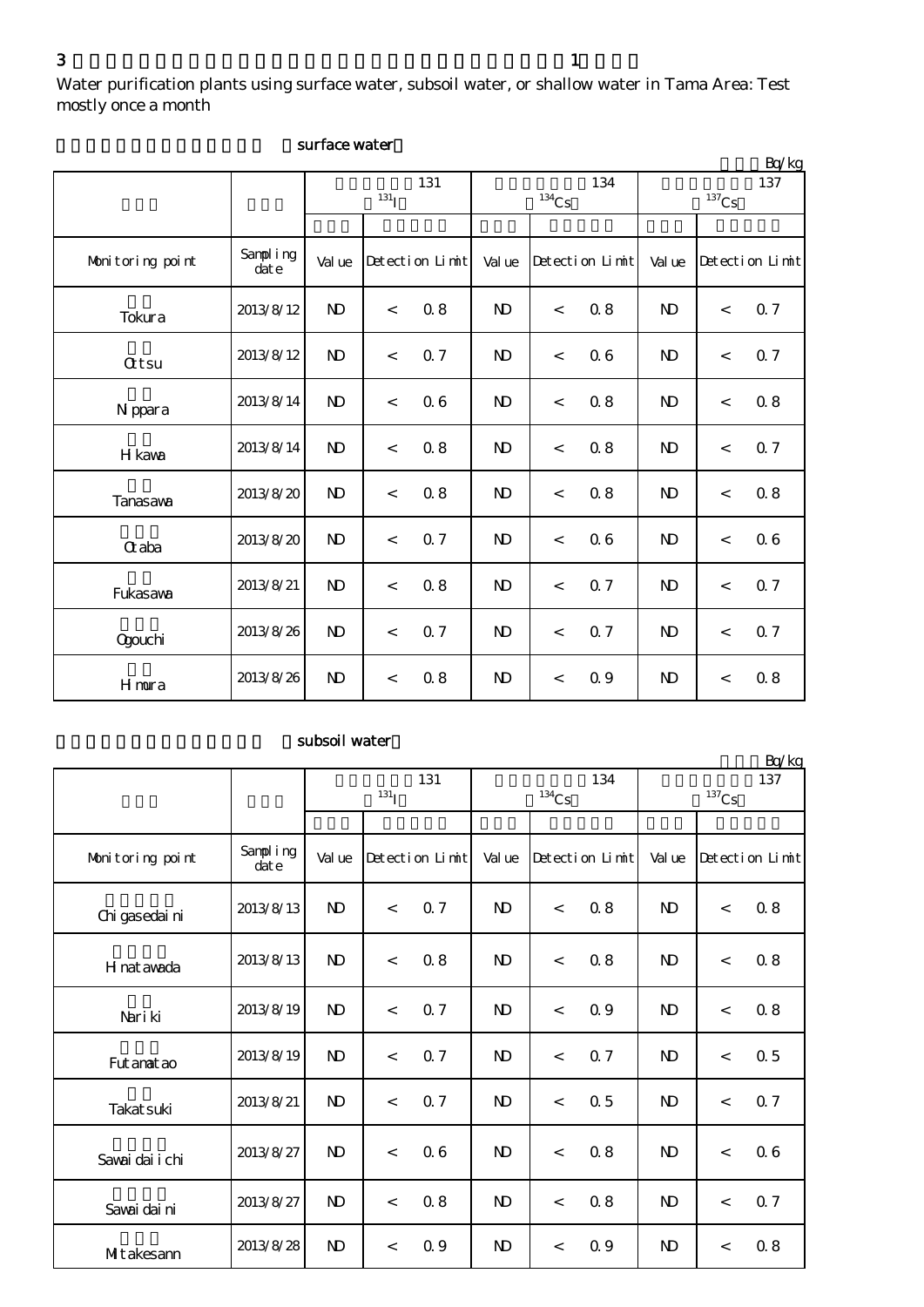3 1

Water purification plants using surface water, subsoil water, or shallow water in Tama Area: Test mostly once a month

surface water

Bq/kg

| | | 131 $^{131}$I | | 134 $^{134}$Cs | | 137 $^{137}$Cs | |
|---|---|---|---|---|---|---|---|
| Monitoring point | Sampling date | Value | Detection Limit | Value | Detection Limit | Value | Detection Limit |
| Tokura | 2013/8/12 | ND | < 0.8 | ND | < 0.8 | ND | < 0.7 |
| Ottsu | 2013/8/12 | ND | < 0.7 | ND | < 0.6 | ND | < 0.7 |
| Nippara | 2013/8/14 | ND | < 0.6 | ND | < 0.8 | ND | < 0.8 |
| Hikawa | 2013/8/14 | ND | < 0.8 | ND | < 0.8 | ND | < 0.7 |
| Tanasawa | 2013/8/20 | ND | < 0.8 | ND | < 0.8 | ND | < 0.8 |
| Otaba | 2013/8/20 | ND | < 0.7 | ND | < 0.6 | ND | < 0.6 |
| Fukasawa | 2013/8/21 | ND | < 0.8 | ND | < 0.7 | ND | < 0.7 |
| Ogouchi | 2013/8/26 | ND | < 0.7 | ND | < 0.7 | ND | < 0.7 |
| Himura | 2013/8/26 | ND | < 0.8 | ND | < 0.9 | ND | < 0.8 |

subsoil water

Bq/kg

| | | 131 $^{131}$I | | 134 $^{134}$Cs | | 137 $^{137}$Cs | |
|---|---|---|---|---|---|---|---|
| Monitoring point | Sampling date | Value | Detection Limit | Value | Detection Limit | Value | Detection Limit |
| Chigasedaini | 2013/8/13 | ND | < 0.7 | ND | < 0.8 | ND | < 0.8 |
| Hinatawada | 2013/8/13 | ND | < 0.8 | ND | < 0.8 | ND | < 0.8 |
| Nariki | 2013/8/19 | ND | < 0.7 | ND | < 0.9 | ND | < 0.8 |
| Futamatao | 2013/8/19 | ND | < 0.7 | ND | < 0.7 | ND | < 0.5 |
| Takatsuki | 2013/8/21 | ND | < 0.7 | ND | < 0.5 | ND | < 0.7 |
| Sawaidaiichi | 2013/8/27 | ND | < 0.6 | ND | < 0.8 | ND | < 0.6 |
| Sawaidaini | 2013/8/27 | ND | < 0.8 | ND | < 0.8 | ND | < 0.7 |
| Mitakesann | 2013/8/28 | ND | < 0.9 | ND | < 0.9 | ND | < 0.8 |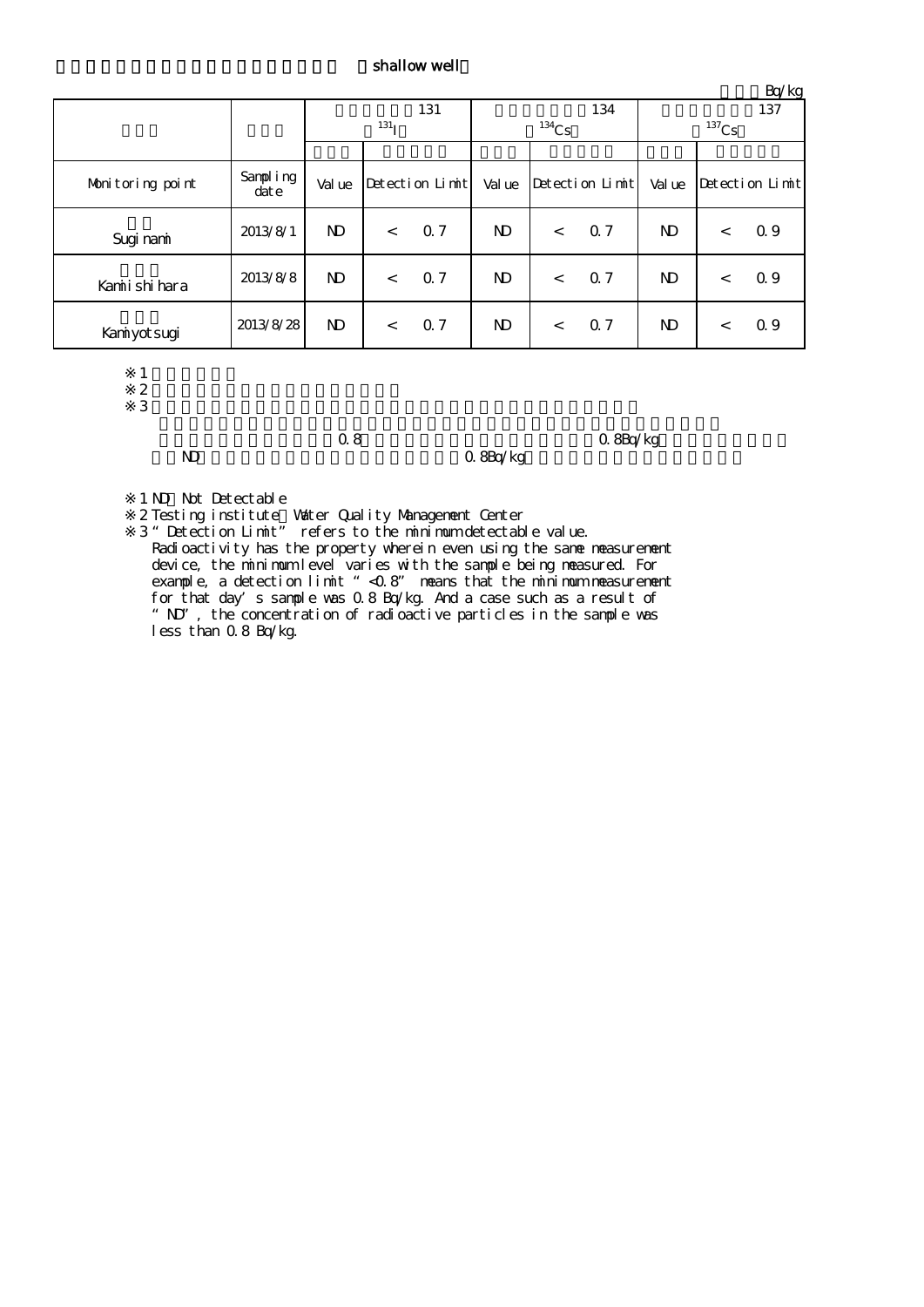shallow well

Bq/kg

| | | 131 $^{131}$I | | 134 $^{134}$Cs | | 137 $^{137}$Cs | |
|---|---|---|---|---|---|---|---|
| Monitoring point | Sampling date | Value | Detection Limit | Value | Detection Limit | Value | Detection Limit |
| Suginami | 2013/8/1 | ND | < 0.7 | ND | < 0.7 | ND | < 0.9 |
| Kamiishihara | 2013/8/8 | ND | < 0.7 | ND | < 0.7 | ND | < 0.9 |
| Kamiyotsugi | 2013/8/28 | ND | < 0.7 | ND | < 0.7 | ND | < 0.9 |

※1
※2
※3

0.8 0.8Bq/kg
ND 0.8Bq/kg

※1 ND: Not Detectable
※2 Testing institute: Water Quality Management Center
※3 "Detection Limit" refers to the minimum detectable value.
Radioactivity has the property wherein even using the same measurement device, the minimum level varies with the sample being measured. For example, a detection limit "<0.8" means that the minimum measurement for that day's sample was 0.8 Bq/kg. And a case such as a result of "ND", the concentration of radioactive particles in the sample was less than 0.8 Bq/kg.